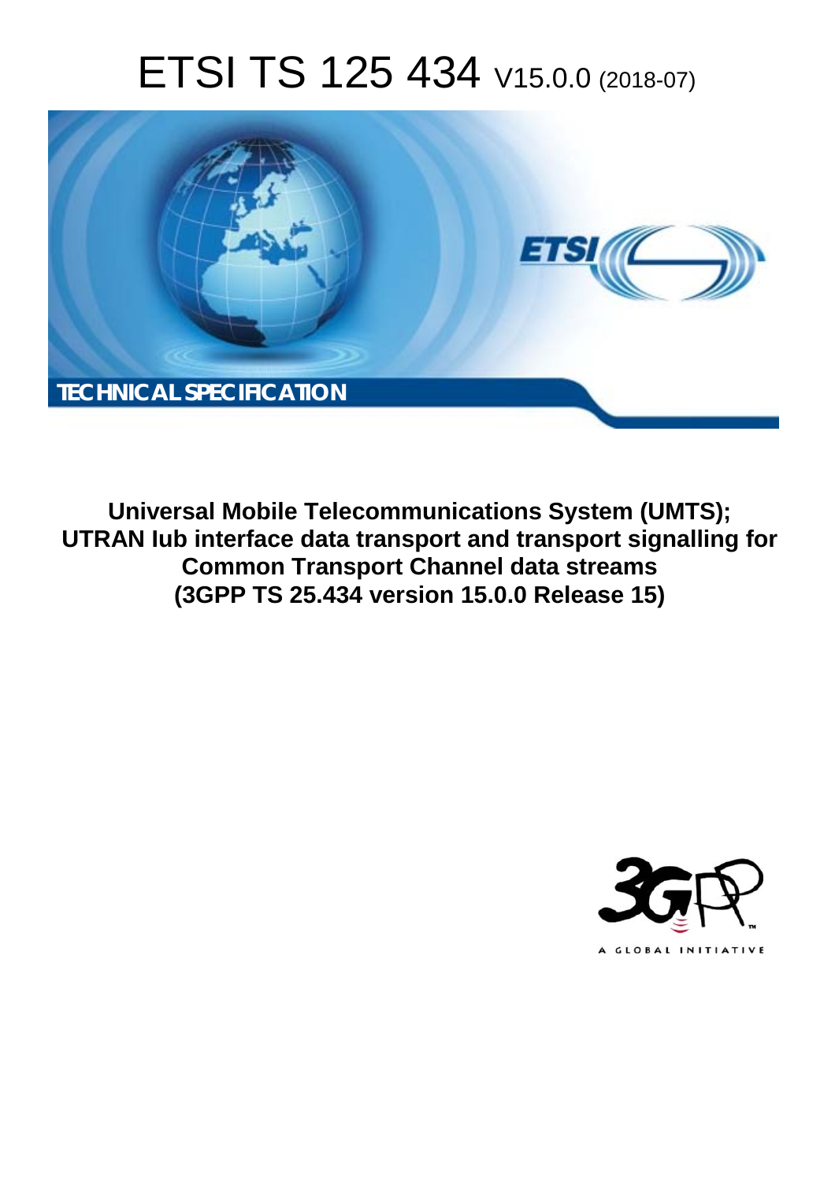# ETSI TS 125 434 V15.0.0 (2018-07)

TECHNICAL SPECIFICATION

**Universal Mobile Telecommunications System (UMTS); UTRAN Iub interface data transport and transport signalling for Common Transport Channel data streams (3GPP TS 25.434 version 15.0.0 Release 15)**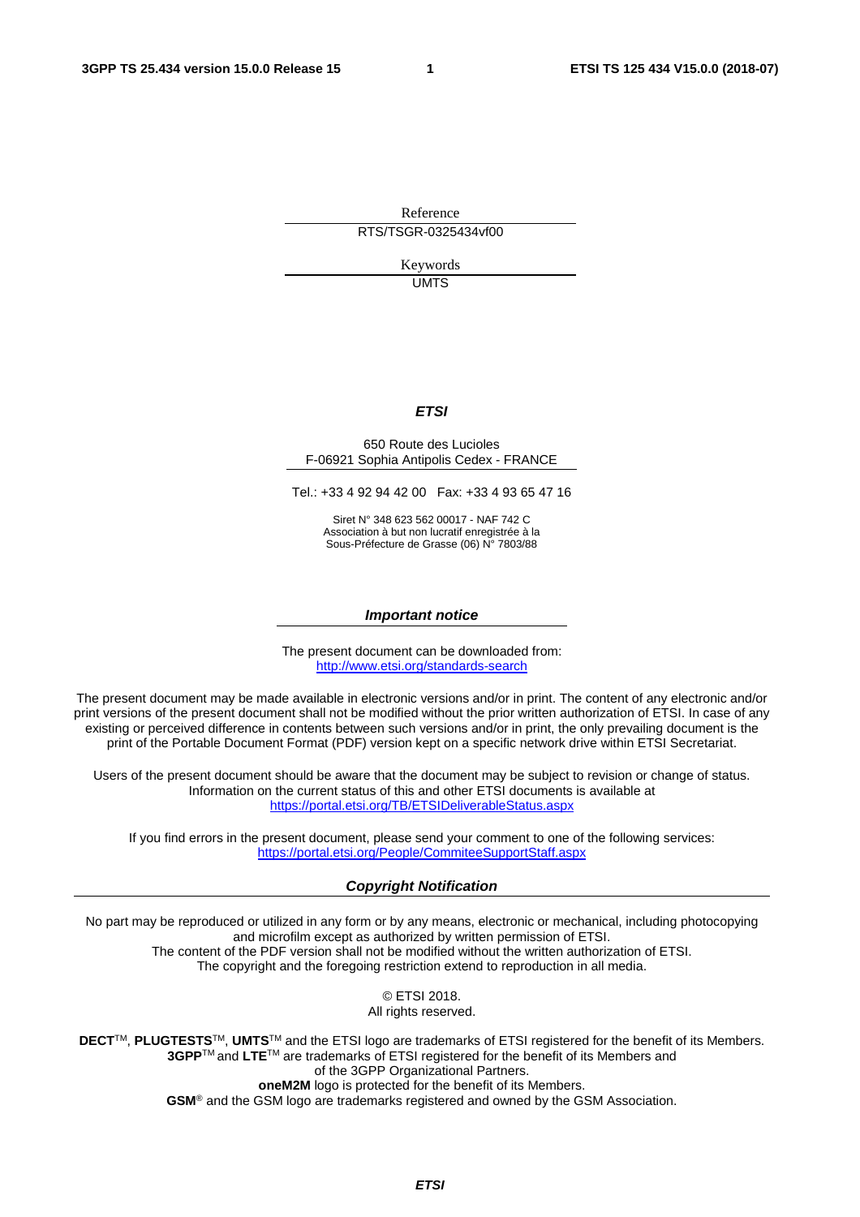Reference

RTS/TSGR-0325434vf00

Keywords

UMTS

***ETSI***

650 Route des Lucioles
F-06921 Sophia Antipolis Cedex - FRANCE

Tel.: +33 4 92 94 42 00   Fax: +33 4 93 65 47 16

Siret N° 348 623 562 00017 - NAF 742 C
Association à but non lucratif enregistrée à la
Sous-Préfecture de Grasse (06) N° 7803/88

***Important notice***

The present document can be downloaded from:
http://www.etsi.org/standards-search

The present document may be made available in electronic versions and/or in print. The content of any electronic and/or print versions of the present document shall not be modified without the prior written authorization of ETSI. In case of any existing or perceived difference in contents between such versions and/or in print, the only prevailing document is the print of the Portable Document Format (PDF) version kept on a specific network drive within ETSI Secretariat.

Users of the present document should be aware that the document may be subject to revision or change of status. Information on the current status of this and other ETSI documents is available at
https://portal.etsi.org/TB/ETSIDeliverableStatus.aspx

If you find errors in the present document, please send your comment to one of the following services:
https://portal.etsi.org/People/CommiteeSupportStaff.aspx

***Copyright Notification***

No part may be reproduced or utilized in any form or by any means, electronic or mechanical, including photocopying and microfilm except as authorized by written permission of ETSI.
The content of the PDF version shall not be modified without the written authorization of ETSI.
The copyright and the foregoing restriction extend to reproduction in all media.

© ETSI 2018.
All rights reserved.

**DECT**™, **PLUGTESTS**™, **UMTS**™ and the ETSI logo are trademarks of ETSI registered for the benefit of its Members.
**3GPP**™ and **LTE**™ are trademarks of ETSI registered for the benefit of its Members and of the 3GPP Organizational Partners.
**oneM2M** logo is protected for the benefit of its Members.
**GSM**® and the GSM logo are trademarks registered and owned by the GSM Association.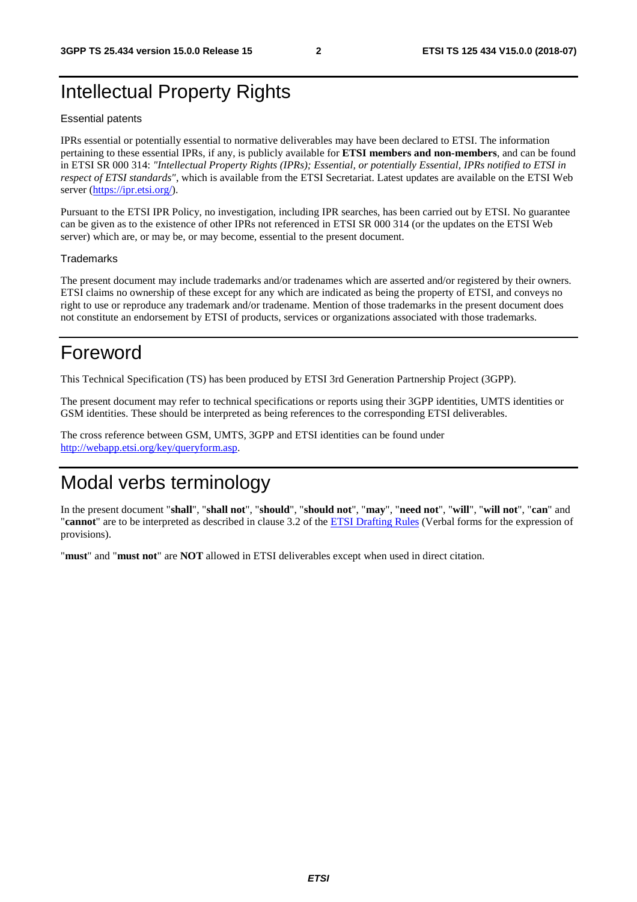# Intellectual Property Rights

Essential patents

IPRs essential or potentially essential to normative deliverables may have been declared to ETSI. The information pertaining to these essential IPRs, if any, is publicly available for **ETSI members and non-members**, and can be found in ETSI SR 000 314: *"Intellectual Property Rights (IPRs); Essential, or potentially Essential, IPRs notified to ETSI in respect of ETSI standards"*, which is available from the ETSI Secretariat. Latest updates are available on the ETSI Web server (https://ipr.etsi.org/).

Pursuant to the ETSI IPR Policy, no investigation, including IPR searches, has been carried out by ETSI. No guarantee can be given as to the existence of other IPRs not referenced in ETSI SR 000 314 (or the updates on the ETSI Web server) which are, or may be, or may become, essential to the present document.

Trademarks

The present document may include trademarks and/or tradenames which are asserted and/or registered by their owners. ETSI claims no ownership of these except for any which are indicated as being the property of ETSI, and conveys no right to use or reproduce any trademark and/or tradename. Mention of those trademarks in the present document does not constitute an endorsement by ETSI of products, services or organizations associated with those trademarks.

# Foreword

This Technical Specification (TS) has been produced by ETSI 3rd Generation Partnership Project (3GPP).

The present document may refer to technical specifications or reports using their 3GPP identities, UMTS identities or GSM identities. These should be interpreted as being references to the corresponding ETSI deliverables.

The cross reference between GSM, UMTS, 3GPP and ETSI identities can be found under http://webapp.etsi.org/key/queryform.asp.

# Modal verbs terminology

In the present document "**shall**", "**shall not**", "**should**", "**should not**", "**may**", "**need not**", "**will**", "**will not**", "**can**" and "**cannot**" are to be interpreted as described in clause 3.2 of the ETSI Drafting Rules (Verbal forms for the expression of provisions).

"**must**" and "**must not**" are **NOT** allowed in ETSI deliverables except when used in direct citation.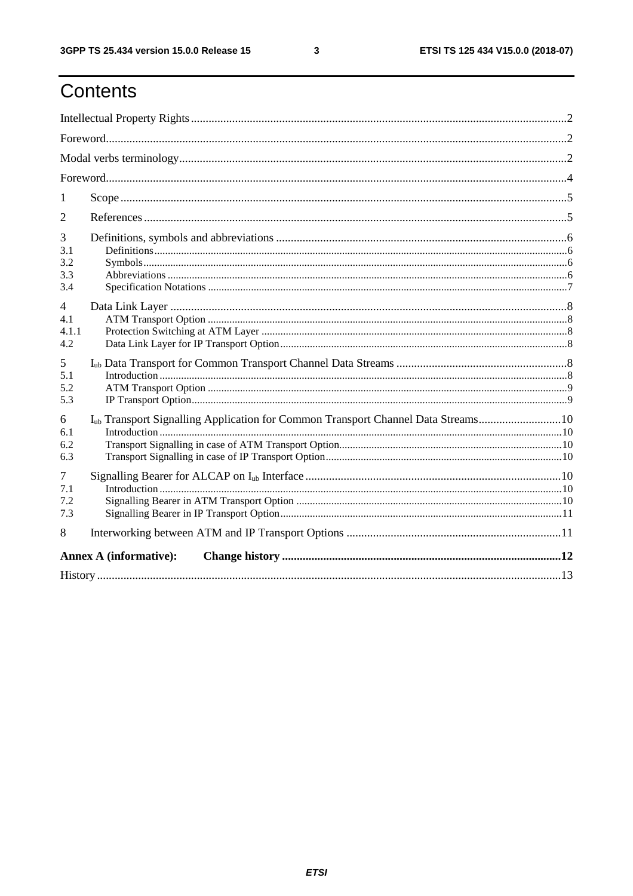# Contents

Intellectual Property Rights ..... 2

Foreword ..... 2

Modal verbs terminology ..... 2

Foreword ..... 4

1 Scope ..... 5

2 References ..... 5

3 Definitions, symbols and abbreviations ..... 6
- 3.1 Definitions ..... 6
- 3.2 Symbols ..... 6
- 3.3 Abbreviations ..... 6
- 3.4 Specification Notations ..... 7

4 Data Link Layer ..... 8
- 4.1 ATM Transport Option ..... 8
- 4.1.1 Protection Switching at ATM Layer ..... 8
- 4.2 Data Link Layer for IP Transport Option ..... 8

5 $I_{ub}$ Data Transport for Common Transport Channel Data Streams ..... 8
- 5.1 Introduction ..... 8
- 5.2 ATM Transport Option ..... 9
- 5.3 IP Transport Option ..... 9

6 $I_{ub}$ Transport Signalling Application for Common Transport Channel Data Streams ..... 10
- 6.1 Introduction ..... 10
- 6.2 Transport Signalling in case of ATM Transport Option ..... 10
- 6.3 Transport Signalling in case of IP Transport Option ..... 10

7 Signalling Bearer for ALCAP on $I_{ub}$ Interface ..... 10
- 7.1 Introduction ..... 10
- 7.2 Signalling Bearer in ATM Transport Option ..... 10
- 7.3 Signalling Bearer in IP Transport Option ..... 11

8 Interworking between ATM and IP Transport Options ..... 11

**Annex A (informative): Change history ..... 12**

History ..... 13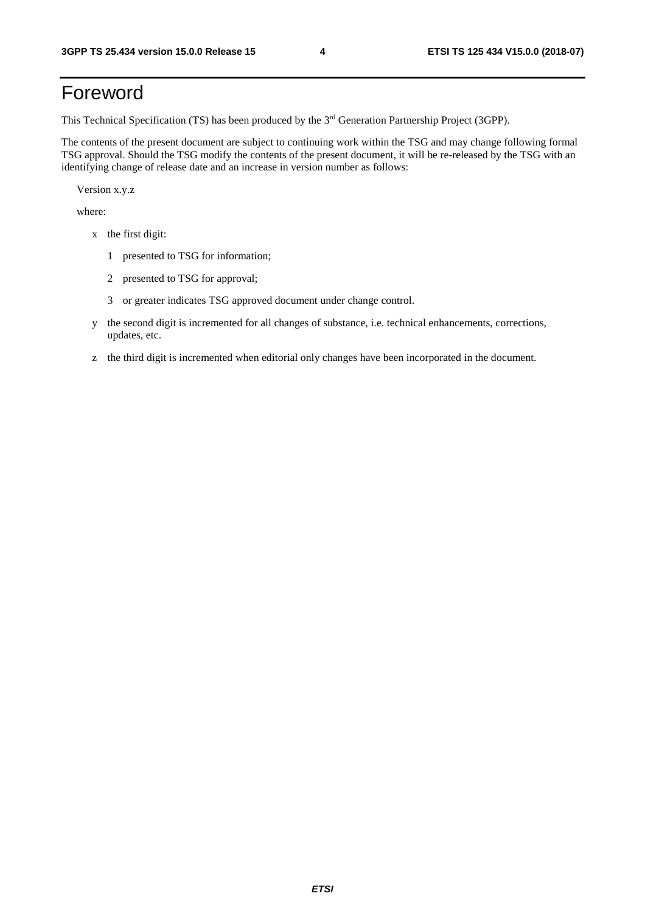# Foreword

This Technical Specification (TS) has been produced by the 3rd Generation Partnership Project (3GPP).

The contents of the present document are subject to continuing work within the TSG and may change following formal TSG approval. Should the TSG modify the contents of the present document, it will be re-released by the TSG with an identifying change of release date and an increase in version number as follows:

Version x.y.z

where:

- x the first digit:
  - 1 presented to TSG for information;
  - 2 presented to TSG for approval;
  - 3 or greater indicates TSG approved document under change control.
- y the second digit is incremented for all changes of substance, i.e. technical enhancements, corrections, updates, etc.
- z the third digit is incremented when editorial only changes have been incorporated in the document.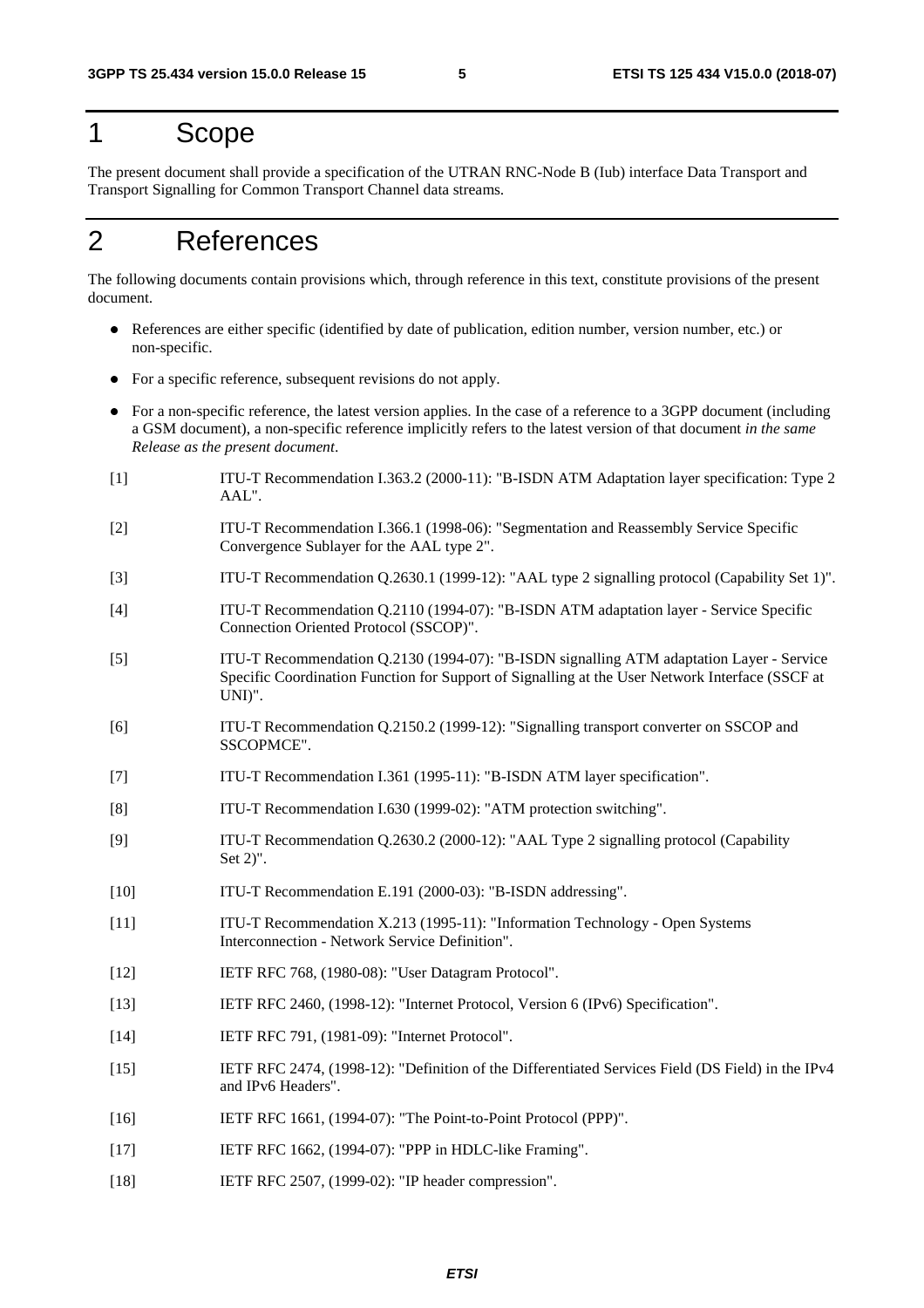# 1 Scope

The present document shall provide a specification of the UTRAN RNC-Node B (Iub) interface Data Transport and Transport Signalling for Common Transport Channel data streams.

# 2 References

The following documents contain provisions which, through reference in this text, constitute provisions of the present document.

- References are either specific (identified by date of publication, edition number, version number, etc.) or non-specific.
- For a specific reference, subsequent revisions do not apply.
- For a non-specific reference, the latest version applies. In the case of a reference to a 3GPP document (including a GSM document), a non-specific reference implicitly refers to the latest version of that document *in the same Release as the present document*.

[1] ITU-T Recommendation I.363.2 (2000-11): "B-ISDN ATM Adaptation layer specification: Type 2 AAL".

[2] ITU-T Recommendation I.366.1 (1998-06): "Segmentation and Reassembly Service Specific Convergence Sublayer for the AAL type 2".

[3] ITU-T Recommendation Q.2630.1 (1999-12): "AAL type 2 signalling protocol (Capability Set 1)".

[4] ITU-T Recommendation Q.2110 (1994-07): "B-ISDN ATM adaptation layer - Service Specific Connection Oriented Protocol (SSCOP)".

[5] ITU-T Recommendation Q.2130 (1994-07): "B-ISDN signalling ATM adaptation Layer - Service Specific Coordination Function for Support of Signalling at the User Network Interface (SSCF at UNI)".

[6] ITU-T Recommendation Q.2150.2 (1999-12): "Signalling transport converter on SSCOP and SSCOPMCE".

[7] ITU-T Recommendation I.361 (1995-11): "B-ISDN ATM layer specification".

[8] ITU-T Recommendation I.630 (1999-02): "ATM protection switching".

[9] ITU-T Recommendation Q.2630.2 (2000-12): "AAL Type 2 signalling protocol (Capability Set 2)".

[10] ITU-T Recommendation E.191 (2000-03): "B-ISDN addressing".

[11] ITU-T Recommendation X.213 (1995-11): "Information Technology - Open Systems Interconnection - Network Service Definition".

[12] IETF RFC 768, (1980-08): "User Datagram Protocol".

[13] IETF RFC 2460, (1998-12): "Internet Protocol, Version 6 (IPv6) Specification".

[14] IETF RFC 791, (1981-09): "Internet Protocol".

[15] IETF RFC 2474, (1998-12): "Definition of the Differentiated Services Field (DS Field) in the IPv4 and IPv6 Headers".

[16] IETF RFC 1661, (1994-07): "The Point-to-Point Protocol (PPP)".

[17] IETF RFC 1662, (1994-07): "PPP in HDLC-like Framing".

[18] IETF RFC 2507, (1999-02): "IP header compression".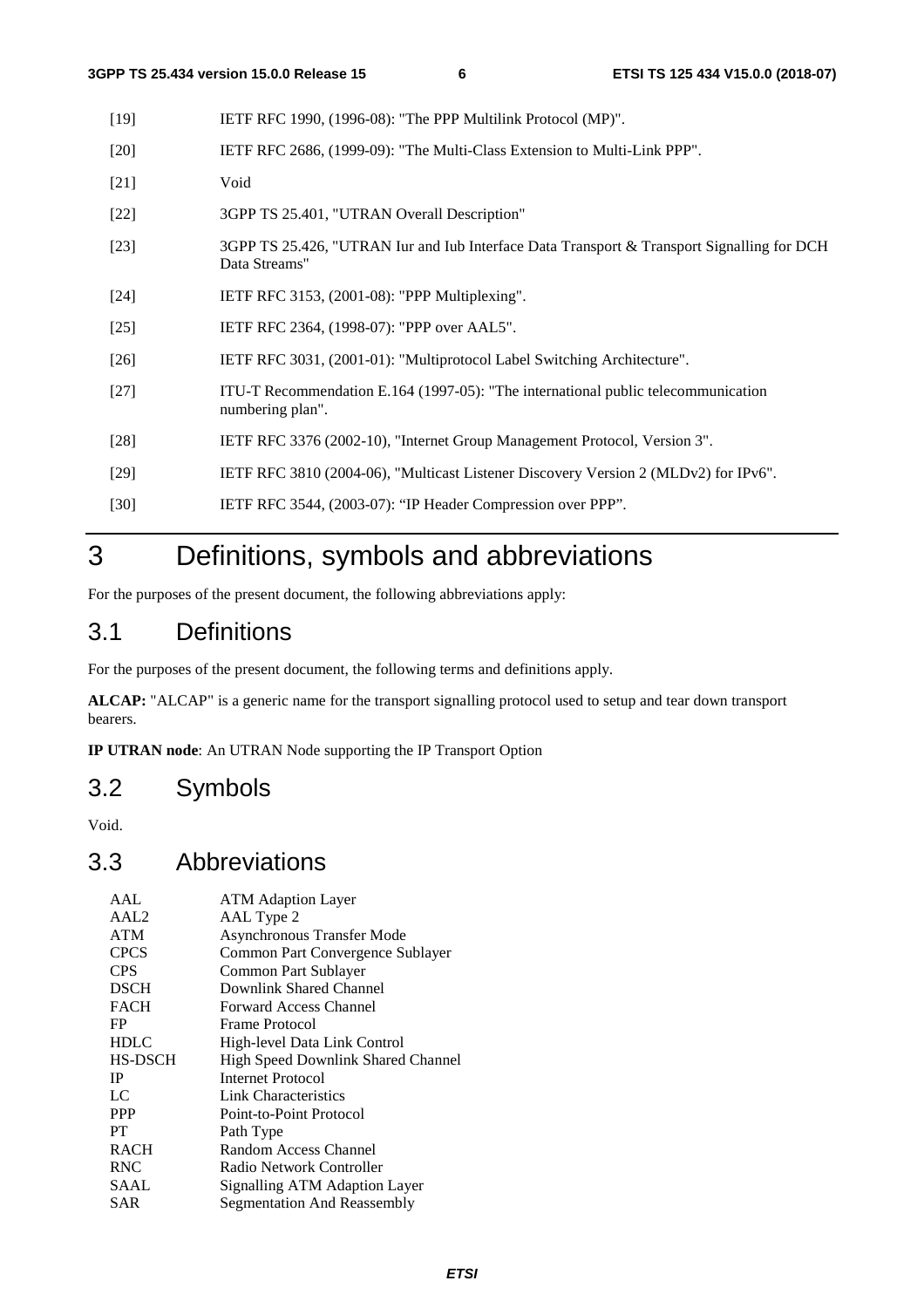[19] IETF RFC 1990, (1996-08): "The PPP Multilink Protocol (MP)".

[20] IETF RFC 2686, (1999-09): "The Multi-Class Extension to Multi-Link PPP".

[21] Void

[22] 3GPP TS 25.401, "UTRAN Overall Description"

[23] 3GPP TS 25.426, "UTRAN Iur and Iub Interface Data Transport & Transport Signalling for DCH Data Streams"

[24] IETF RFC 3153, (2001-08): "PPP Multiplexing".

[25] IETF RFC 2364, (1998-07): "PPP over AAL5".

[26] IETF RFC 3031, (2001-01): "Multiprotocol Label Switching Architecture".

[27] ITU-T Recommendation E.164 (1997-05): "The international public telecommunication numbering plan".

[28] IETF RFC 3376 (2002-10), "Internet Group Management Protocol, Version 3".

[29] IETF RFC 3810 (2004-06), "Multicast Listener Discovery Version 2 (MLDv2) for IPv6".

[30] IETF RFC 3544, (2003-07): "IP Header Compression over PPP".

# 3 Definitions, symbols and abbreviations

For the purposes of the present document, the following abbreviations apply:

## 3.1 Definitions

For the purposes of the present document, the following terms and definitions apply.

**ALCAP:** "ALCAP" is a generic name for the transport signalling protocol used to setup and tear down transport bearers.

**IP UTRAN node**: An UTRAN Node supporting the IP Transport Option

## 3.2 Symbols

Void.

## 3.3 Abbreviations

| | |
|---|---|
| AAL | ATM Adaption Layer |
| AAL2 | AAL Type 2 |
| ATM | Asynchronous Transfer Mode |
| CPCS | Common Part Convergence Sublayer |
| CPS | Common Part Sublayer |
| DSCH | Downlink Shared Channel |
| FACH | Forward Access Channel |
| FP | Frame Protocol |
| HDLC | High-level Data Link Control |
| HS-DSCH | High Speed Downlink Shared Channel |
| IP | Internet Protocol |
| LC | Link Characteristics |
| PPP | Point-to-Point Protocol |
| PT | Path Type |
| RACH | Random Access Channel |
| RNC | Radio Network Controller |
| SAAL | Signalling ATM Adaption Layer |
| SAR | Segmentation And Reassembly |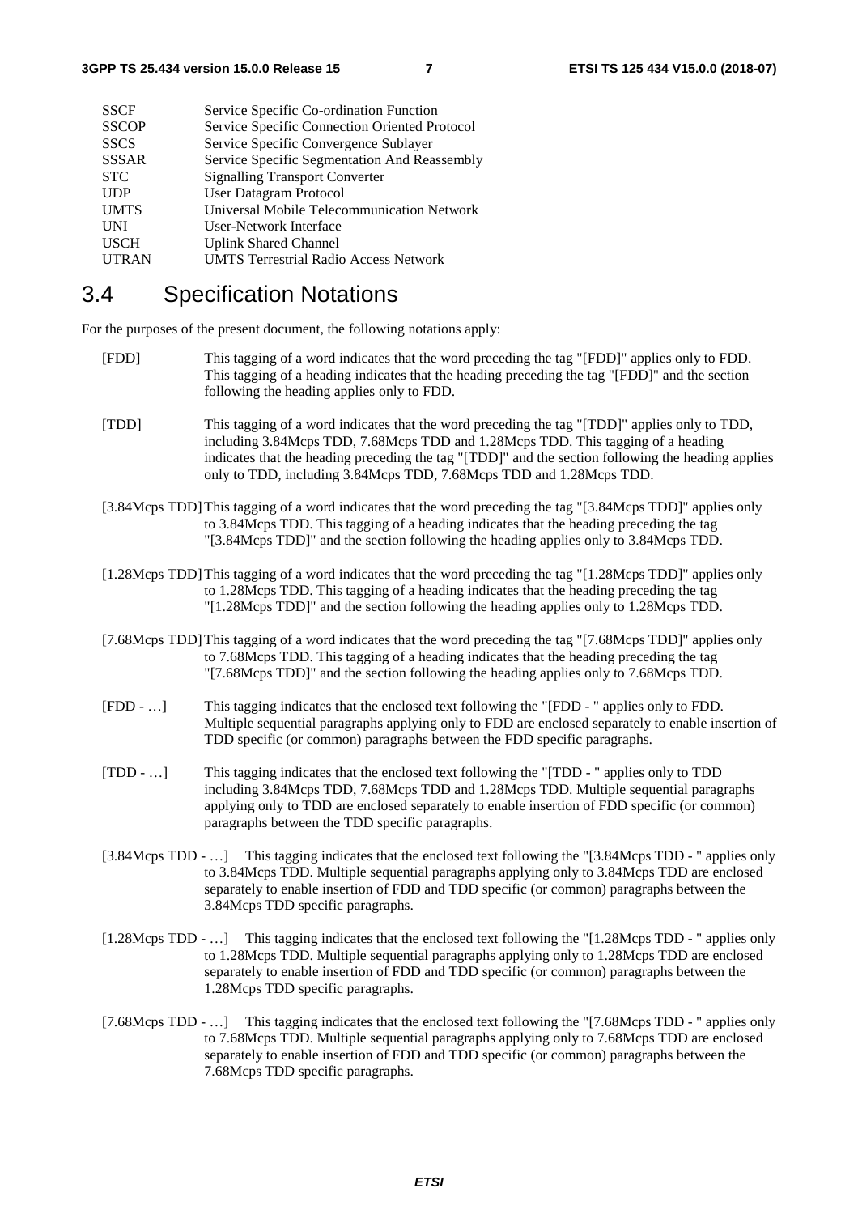| | |
|---|---|
| SSCF | Service Specific Co-ordination Function |
| SSCOP | Service Specific Connection Oriented Protocol |
| SSCS | Service Specific Convergence Sublayer |
| SSSAR | Service Specific Segmentation And Reassembly |
| STC | Signalling Transport Converter |
| UDP | User Datagram Protocol |
| UMTS | Universal Mobile Telecommunication Network |
| UNI | User-Network Interface |
| USCH | Uplink Shared Channel |
| UTRAN | UMTS Terrestrial Radio Access Network |

## 3.4 Specification Notations

For the purposes of the present document, the following notations apply:

[FDD] This tagging of a word indicates that the word preceding the tag "[FDD]" applies only to FDD. This tagging of a heading indicates that the heading preceding the tag "[FDD]" and the section following the heading applies only to FDD.

[TDD] This tagging of a word indicates that the word preceding the tag "[TDD]" applies only to TDD, including 3.84Mcps TDD, 7.68Mcps TDD and 1.28Mcps TDD. This tagging of a heading indicates that the heading preceding the tag "[TDD]" and the section following the heading applies only to TDD, including 3.84Mcps TDD, 7.68Mcps TDD and 1.28Mcps TDD.

[3.84Mcps TDD] This tagging of a word indicates that the word preceding the tag "[3.84Mcps TDD]" applies only to 3.84Mcps TDD. This tagging of a heading indicates that the heading preceding the tag "[3.84Mcps TDD]" and the section following the heading applies only to 3.84Mcps TDD.

[1.28Mcps TDD] This tagging of a word indicates that the word preceding the tag "[1.28Mcps TDD]" applies only to 1.28Mcps TDD. This tagging of a heading indicates that the heading preceding the tag "[1.28Mcps TDD]" and the section following the heading applies only to 1.28Mcps TDD.

[7.68Mcps TDD] This tagging of a word indicates that the word preceding the tag "[7.68Mcps TDD]" applies only to 7.68Mcps TDD. This tagging of a heading indicates that the heading preceding the tag "[7.68Mcps TDD]" and the section following the heading applies only to 7.68Mcps TDD.

[FDD - …] This tagging indicates that the enclosed text following the "[FDD - " applies only to FDD. Multiple sequential paragraphs applying only to FDD are enclosed separately to enable insertion of TDD specific (or common) paragraphs between the FDD specific paragraphs.

[TDD - …] This tagging indicates that the enclosed text following the "[TDD - " applies only to TDD including 3.84Mcps TDD, 7.68Mcps TDD and 1.28Mcps TDD. Multiple sequential paragraphs applying only to TDD are enclosed separately to enable insertion of FDD specific (or common) paragraphs between the TDD specific paragraphs.

[3.84Mcps TDD - …] This tagging indicates that the enclosed text following the "[3.84Mcps TDD - " applies only to 3.84Mcps TDD. Multiple sequential paragraphs applying only to 3.84Mcps TDD are enclosed separately to enable insertion of FDD and TDD specific (or common) paragraphs between the 3.84Mcps TDD specific paragraphs.

[1.28Mcps TDD - …] This tagging indicates that the enclosed text following the "[1.28Mcps TDD - " applies only to 1.28Mcps TDD. Multiple sequential paragraphs applying only to 1.28Mcps TDD are enclosed separately to enable insertion of FDD and TDD specific (or common) paragraphs between the 1.28Mcps TDD specific paragraphs.

[7.68Mcps TDD - …] This tagging indicates that the enclosed text following the "[7.68Mcps TDD - " applies only to 7.68Mcps TDD. Multiple sequential paragraphs applying only to 7.68Mcps TDD are enclosed separately to enable insertion of FDD and TDD specific (or common) paragraphs between the 7.68Mcps TDD specific paragraphs.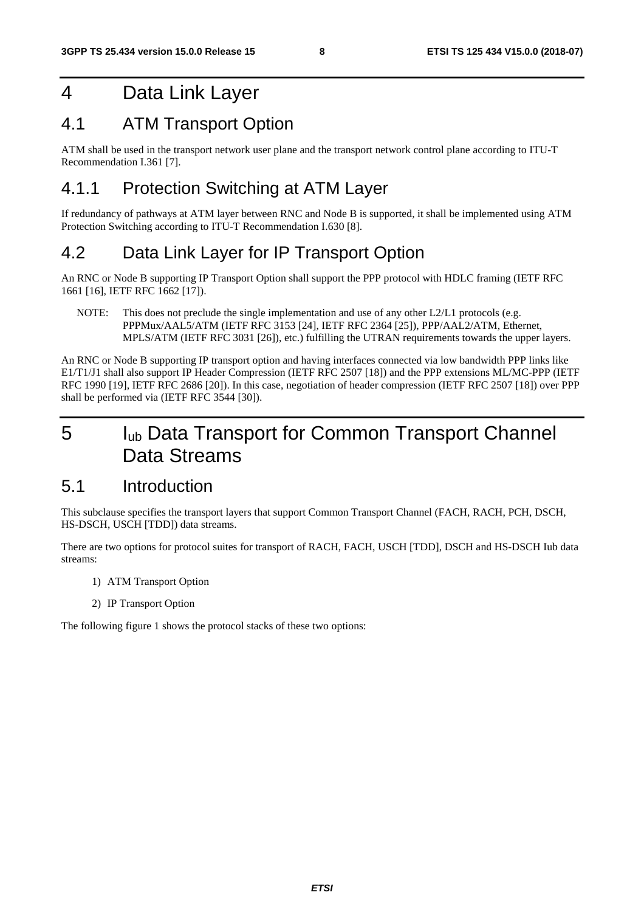# 4 Data Link Layer

## 4.1 ATM Transport Option

ATM shall be used in the transport network user plane and the transport network control plane according to ITU-T Recommendation I.361 [7].

### 4.1.1 Protection Switching at ATM Layer

If redundancy of pathways at ATM layer between RNC and Node B is supported, it shall be implemented using ATM Protection Switching according to ITU-T Recommendation I.630 [8].

## 4.2 Data Link Layer for IP Transport Option

An RNC or Node B supporting IP Transport Option shall support the PPP protocol with HDLC framing (IETF RFC 1661 [16], IETF RFC 1662 [17]).

NOTE: This does not preclude the single implementation and use of any other L2/L1 protocols (e.g. PPPMux/AAL5/ATM (IETF RFC 3153 [24], IETF RFC 2364 [25]), PPP/AAL2/ATM, Ethernet, MPLS/ATM (IETF RFC 3031 [26]), etc.) fulfilling the UTRAN requirements towards the upper layers.

An RNC or Node B supporting IP transport option and having interfaces connected via low bandwidth PPP links like E1/T1/J1 shall also support IP Header Compression (IETF RFC 2507 [18]) and the PPP extensions ML/MC-PPP (IETF RFC 1990 [19], IETF RFC 2686 [20]). In this case, negotiation of header compression (IETF RFC 2507 [18]) over PPP shall be performed via (IETF RFC 3544 [30]).

# 5 $I_{ub}$ Data Transport for Common Transport Channel Data Streams

## 5.1 Introduction

This subclause specifies the transport layers that support Common Transport Channel (FACH, RACH, PCH, DSCH, HS-DSCH, USCH [TDD]) data streams.

There are two options for protocol suites for transport of RACH, FACH, USCH [TDD], DSCH and HS-DSCH Iub data streams:

1) ATM Transport Option
2) IP Transport Option

The following figure 1 shows the protocol stacks of these two options: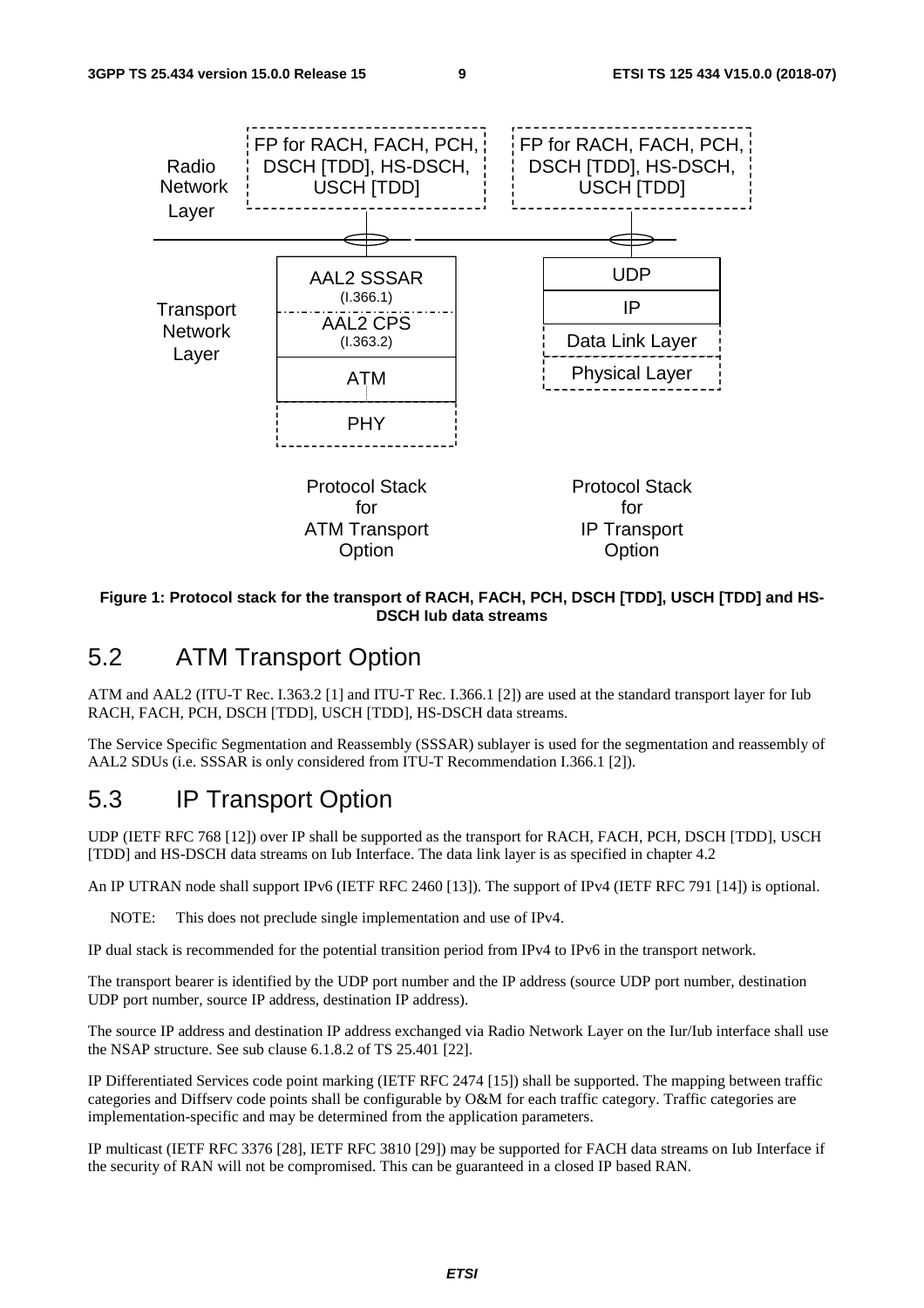**Figure 1: Protocol stack for the transport of RACH, FACH, PCH, DSCH [TDD], USCH [TDD] and HS-DSCH Iub data streams**

## 5.2 ATM Transport Option

ATM and AAL2 (ITU-T Rec. I.363.2 [1] and ITU-T Rec. I.366.1 [2]) are used at the standard transport layer for Iub RACH, FACH, PCH, DSCH [TDD], USCH [TDD], HS-DSCH data streams.

The Service Specific Segmentation and Reassembly (SSSAR) sublayer is used for the segmentation and reassembly of AAL2 SDUs (i.e. SSSAR is only considered from ITU-T Recommendation I.366.1 [2]).

## 5.3 IP Transport Option

UDP (IETF RFC 768 [12]) over IP shall be supported as the transport for RACH, FACH, PCH, DSCH [TDD], USCH [TDD] and HS-DSCH data streams on Iub Interface. The data link layer is as specified in chapter 4.2

An IP UTRAN node shall support IPv6 (IETF RFC 2460 [13]). The support of IPv4 (IETF RFC 791 [14]) is optional.

NOTE: This does not preclude single implementation and use of IPv4.

IP dual stack is recommended for the potential transition period from IPv4 to IPv6 in the transport network.

The transport bearer is identified by the UDP port number and the IP address (source UDP port number, destination UDP port number, source IP address, destination IP address).

The source IP address and destination IP address exchanged via Radio Network Layer on the Iur/Iub interface shall use the NSAP structure. See sub clause 6.1.8.2 of TS 25.401 [22].

IP Differentiated Services code point marking (IETF RFC 2474 [15]) shall be supported. The mapping between traffic categories and Diffserv code points shall be configurable by O&M for each traffic category. Traffic categories are implementation-specific and may be determined from the application parameters.

IP multicast (IETF RFC 3376 [28], IETF RFC 3810 [29]) may be supported for FACH data streams on Iub Interface if the security of RAN will not be compromised. This can be guaranteed in a closed IP based RAN.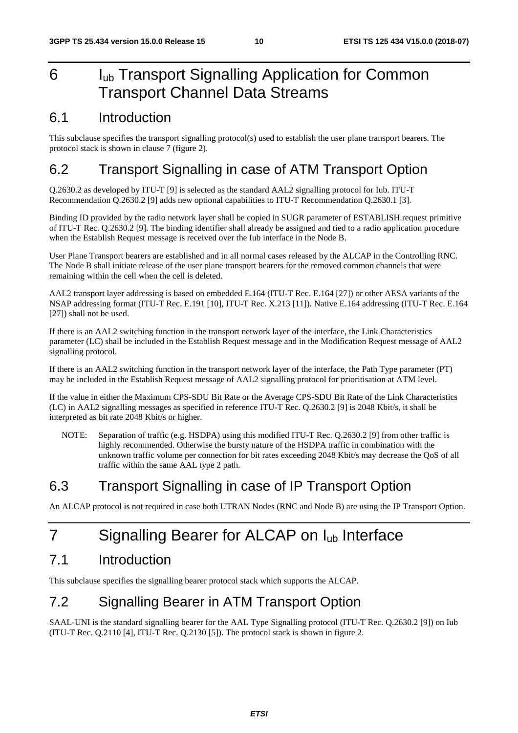# 6 $I_{ub}$ Transport Signalling Application for Common Transport Channel Data Streams

## 6.1 Introduction

This subclause specifies the transport signalling protocol(s) used to establish the user plane transport bearers. The protocol stack is shown in clause 7 (figure 2).

## 6.2 Transport Signalling in case of ATM Transport Option

Q.2630.2 as developed by ITU-T [9] is selected as the standard AAL2 signalling protocol for Iub. ITU-T Recommendation Q.2630.2 [9] adds new optional capabilities to ITU-T Recommendation Q.2630.1 [3].

Binding ID provided by the radio network layer shall be copied in SUGR parameter of ESTABLISH.request primitive of ITU-T Rec. Q.2630.2 [9]. The binding identifier shall already be assigned and tied to a radio application procedure when the Establish Request message is received over the Iub interface in the Node B.

User Plane Transport bearers are established and in all normal cases released by the ALCAP in the Controlling RNC. The Node B shall initiate release of the user plane transport bearers for the removed common channels that were remaining within the cell when the cell is deleted.

AAL2 transport layer addressing is based on embedded E.164 (ITU-T Rec. E.164 [27]) or other AESA variants of the NSAP addressing format (ITU-T Rec. E.191 [10], ITU-T Rec. X.213 [11]). Native E.164 addressing (ITU-T Rec. E.164 [27]) shall not be used.

If there is an AAL2 switching function in the transport network layer of the interface, the Link Characteristics parameter (LC) shall be included in the Establish Request message and in the Modification Request message of AAL2 signalling protocol.

If there is an AAL2 switching function in the transport network layer of the interface, the Path Type parameter (PT) may be included in the Establish Request message of AAL2 signalling protocol for prioritisation at ATM level.

If the value in either the Maximum CPS-SDU Bit Rate or the Average CPS-SDU Bit Rate of the Link Characteristics (LC) in AAL2 signalling messages as specified in reference ITU-T Rec. Q.2630.2 [9] is 2048 Kbit/s, it shall be interpreted as bit rate 2048 Kbit/s or higher.

NOTE: Separation of traffic (e.g. HSDPA) using this modified ITU-T Rec. Q.2630.2 [9] from other traffic is highly recommended. Otherwise the bursty nature of the HSDPA traffic in combination with the unknown traffic volume per connection for bit rates exceeding 2048 Kbit/s may decrease the QoS of all traffic within the same AAL type 2 path.

## 6.3 Transport Signalling in case of IP Transport Option

An ALCAP protocol is not required in case both UTRAN Nodes (RNC and Node B) are using the IP Transport Option.

# 7 Signalling Bearer for ALCAP on $I_{ub}$ Interface

## 7.1 Introduction

This subclause specifies the signalling bearer protocol stack which supports the ALCAP.

## 7.2 Signalling Bearer in ATM Transport Option

SAAL-UNI is the standard signalling bearer for the AAL Type Signalling protocol (ITU-T Rec. Q.2630.2 [9]) on Iub (ITU-T Rec. Q.2110 [4], ITU-T Rec. Q.2130 [5]). The protocol stack is shown in figure 2.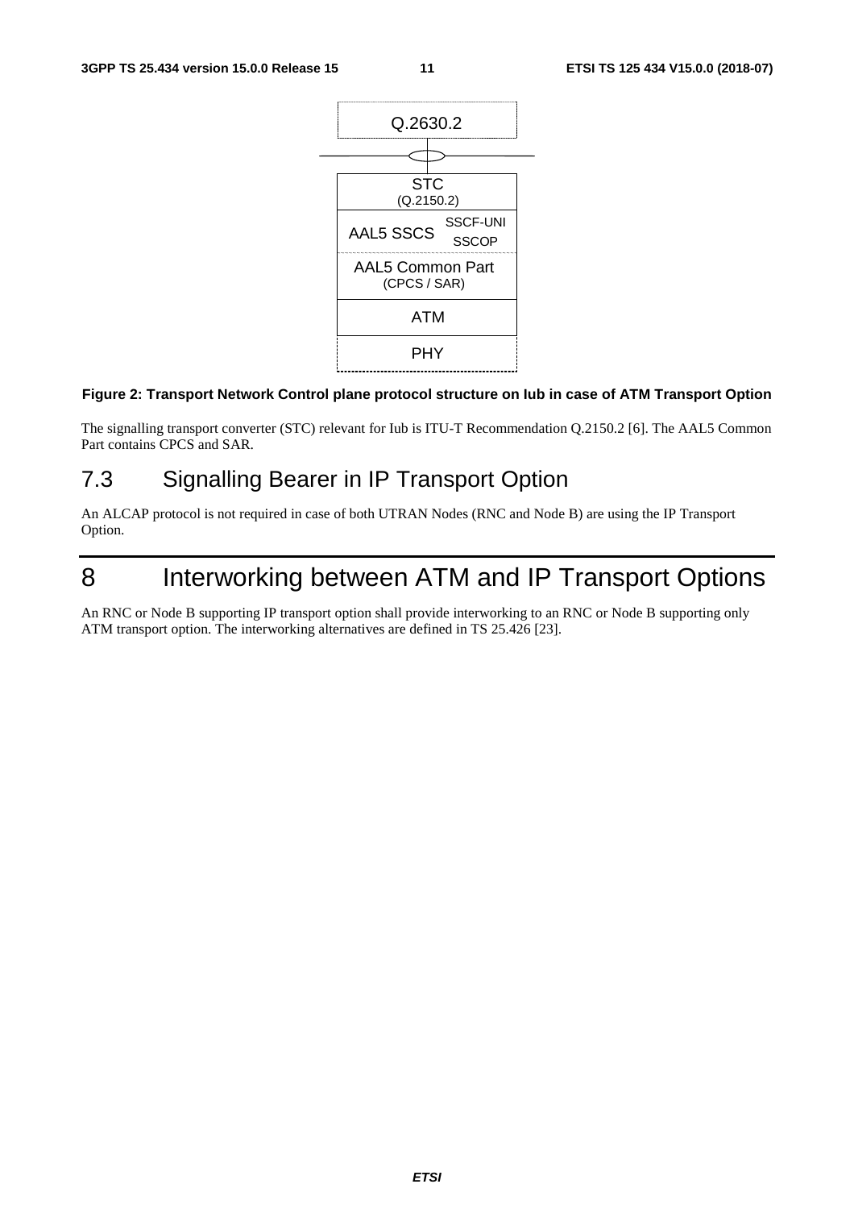| Q.2630.2 |
|---|
| STC (Q.2150.2) |
| AAL5 SSCS — SSCF-UNI / SSCOP |
| AAL5 Common Part (CPCS / SAR) |
| ATM |
| PHY |

**Figure 2: Transport Network Control plane protocol structure on Iub in case of ATM Transport Option**

The signalling transport converter (STC) relevant for Iub is ITU-T Recommendation Q.2150.2 [6]. The AAL5 Common Part contains CPCS and SAR.

## 7.3 Signalling Bearer in IP Transport Option

An ALCAP protocol is not required in case of both UTRAN Nodes (RNC and Node B) are using the IP Transport Option.

# 8 Interworking between ATM and IP Transport Options

An RNC or Node B supporting IP transport option shall provide interworking to an RNC or Node B supporting only ATM transport option. The interworking alternatives are defined in TS 25.426 [23].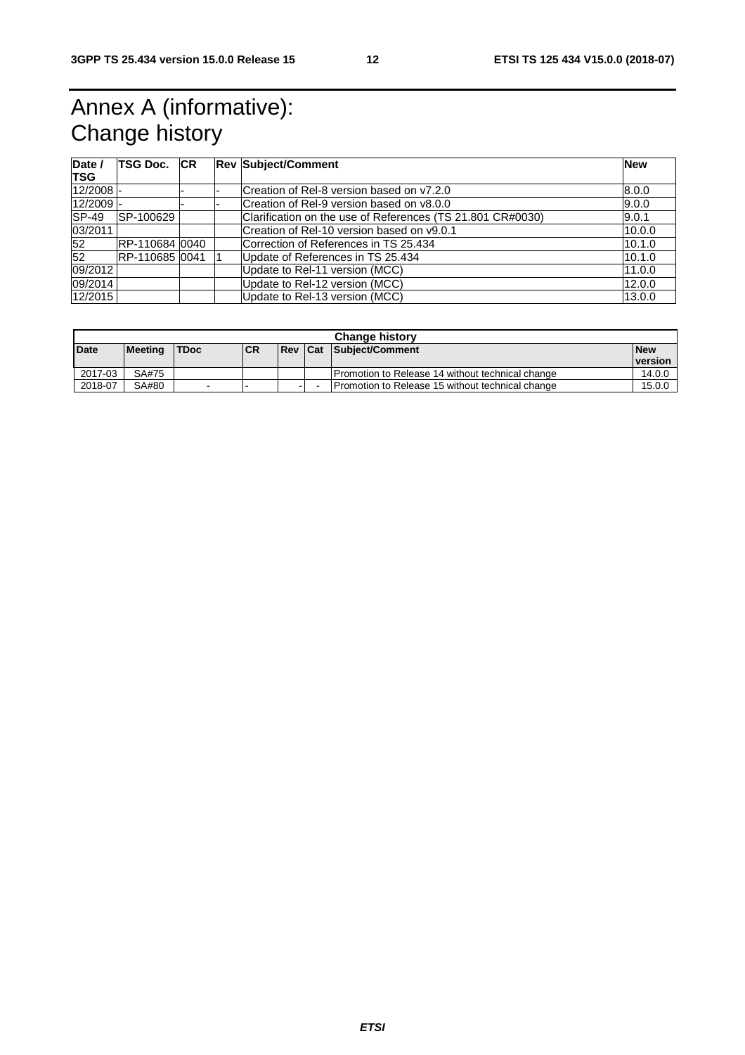# Annex A (informative): Change history

| Date / TSG | TSG Doc. | CR | Rev | Subject/Comment | New |
|---|---|---|---|---|---|
| 12/2008 | - | - | - | Creation of Rel-8 version based on v7.2.0 | 8.0.0 |
| 12/2009 | - | - | - | Creation of Rel-9 version based on v8.0.0 | 9.0.0 |
| SP-49 | SP-100629 | | | Clarification on the use of References (TS 21.801 CR#0030) | 9.0.1 |
| 03/2011 | | | | Creation of Rel-10 version based on v9.0.1 | 10.0.0 |
| 52 | RP-110684 | 0040 | | Correction of References in TS 25.434 | 10.1.0 |
| 52 | RP-110685 | 0041 | 1 | Update of References in TS 25.434 | 10.1.0 |
| 09/2012 | | | | Update to Rel-11 version (MCC) | 11.0.0 |
| 09/2014 | | | | Update to Rel-12 version (MCC) | 12.0.0 |
| 12/2015 | | | | Update to Rel-13 version (MCC) | 13.0.0 |

| Change history | | | | | | | |
|---|---|---|---|---|---|---|---|
| **Date** | **Meeting** | **TDoc** | **CR** | **Rev** | **Cat** | **Subject/Comment** | **New version** |
| 2017-03 | SA#75 | | | | | Promotion to Release 14 without technical change | 14.0.0 |
| 2018-07 | SA#80 | - | - | - | - | Promotion to Release 15 without technical change | 15.0.0 |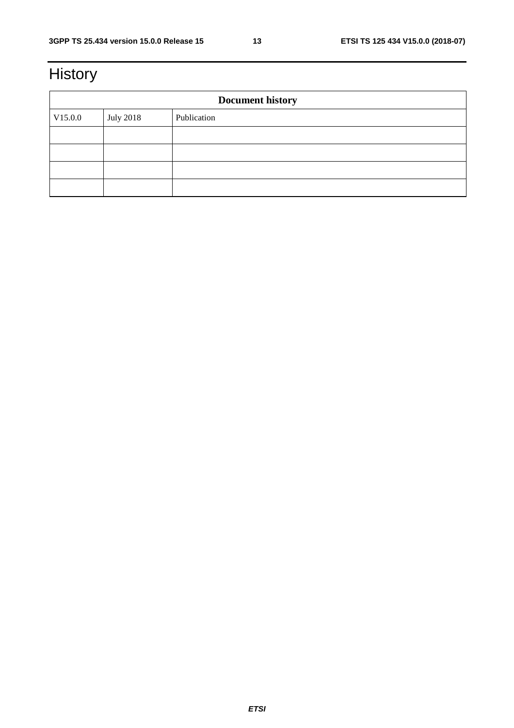# History

| Document history | | |
|---|---|---|
| V15.0.0 | July 2018 | Publication |
| | | |
| | | |
| | | |
| | | |